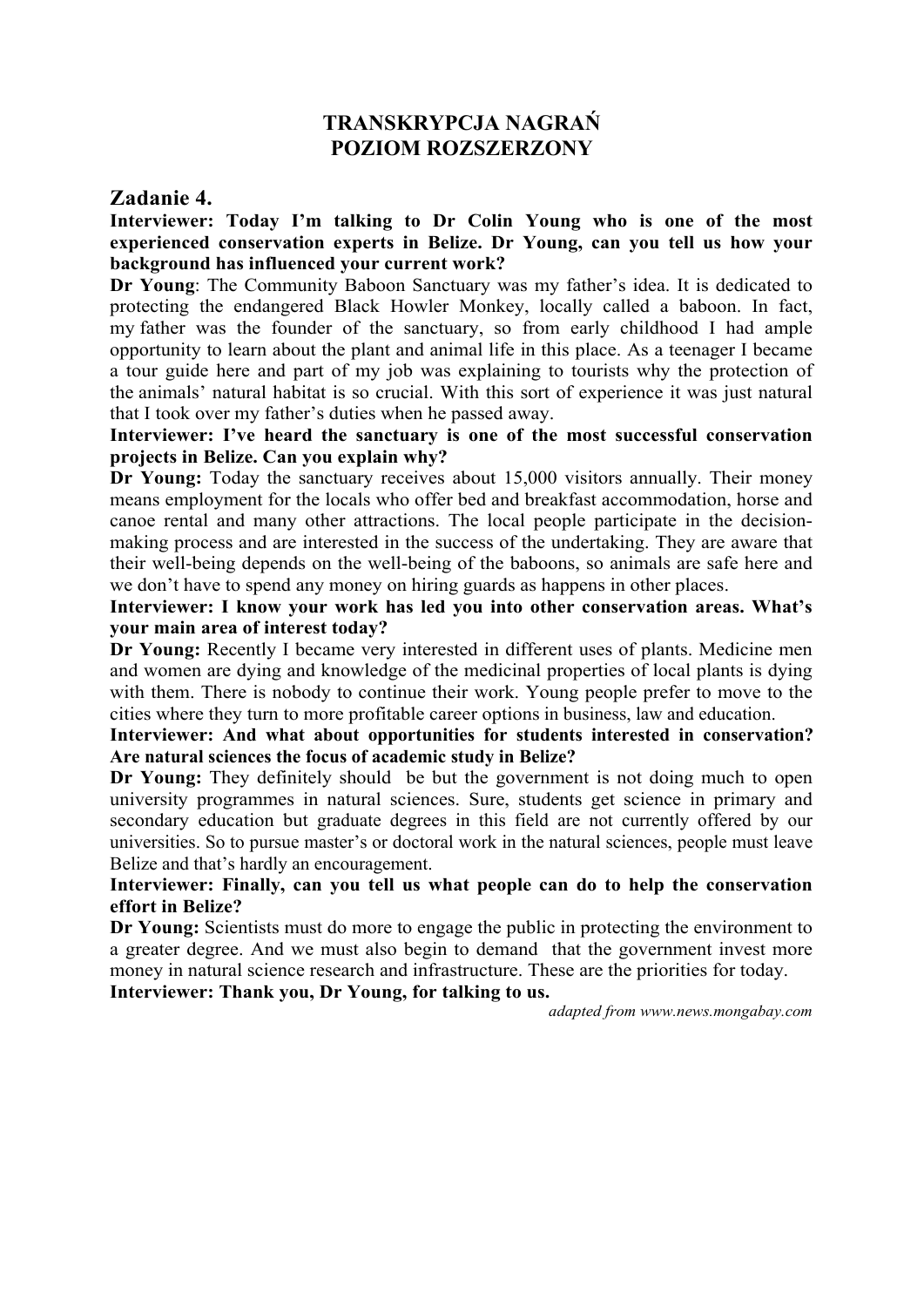# TRANSKRYPCJA NAGRAŃ
# POZIOM ROZSZERZONY

## Zadanie 4.

**Interviewer: Today I'm talking to Dr Colin Young who is one of the most experienced conservation experts in Belize. Dr Young, can you tell us how your background has influenced your current work?**

**Dr Young**: The Community Baboon Sanctuary was my father's idea. It is dedicated to protecting the endangered Black Howler Monkey, locally called a baboon. In fact, my father was the founder of the sanctuary, so from early childhood I had ample opportunity to learn about the plant and animal life in this place. As a teenager I became a tour guide here and part of my job was explaining to tourists why the protection of the animals' natural habitat is so crucial. With this sort of experience it was just natural that I took over my father's duties when he passed away.

**Interviewer: I've heard the sanctuary is one of the most successful conservation projects in Belize. Can you explain why?**

**Dr Young:** Today the sanctuary receives about 15,000 visitors annually. Their money means employment for the locals who offer bed and breakfast accommodation, horse and canoe rental and many other attractions. The local people participate in the decision-making process and are interested in the success of the undertaking. They are aware that their well-being depends on the well-being of the baboons, so animals are safe here and we don't have to spend any money on hiring guards as happens in other places.

**Interviewer: I know your work has led you into other conservation areas. What's your main area of interest today?**

**Dr Young:** Recently I became very interested in different uses of plants. Medicine men and women are dying and knowledge of the medicinal properties of local plants is dying with them. There is nobody to continue their work. Young people prefer to move to the cities where they turn to more profitable career options in business, law and education.

**Interviewer: And what about opportunities for students interested in conservation? Are natural sciences the focus of academic study in Belize?**

**Dr Young:** They definitely should be but the government is not doing much to open university programmes in natural sciences. Sure, students get science in primary and secondary education but graduate degrees in this field are not currently offered by our universities. So to pursue master's or doctoral work in the natural sciences, people must leave Belize and that's hardly an encouragement.

**Interviewer: Finally, can you tell us what people can do to help the conservation effort in Belize?**

**Dr Young:** Scientists must do more to engage the public in protecting the environment to a greater degree. And we must also begin to demand that the government invest more money in natural science research and infrastructure. These are the priorities for today.

**Interviewer: Thank you, Dr Young, for talking to us.**

*adapted from www.news.mongabay.com*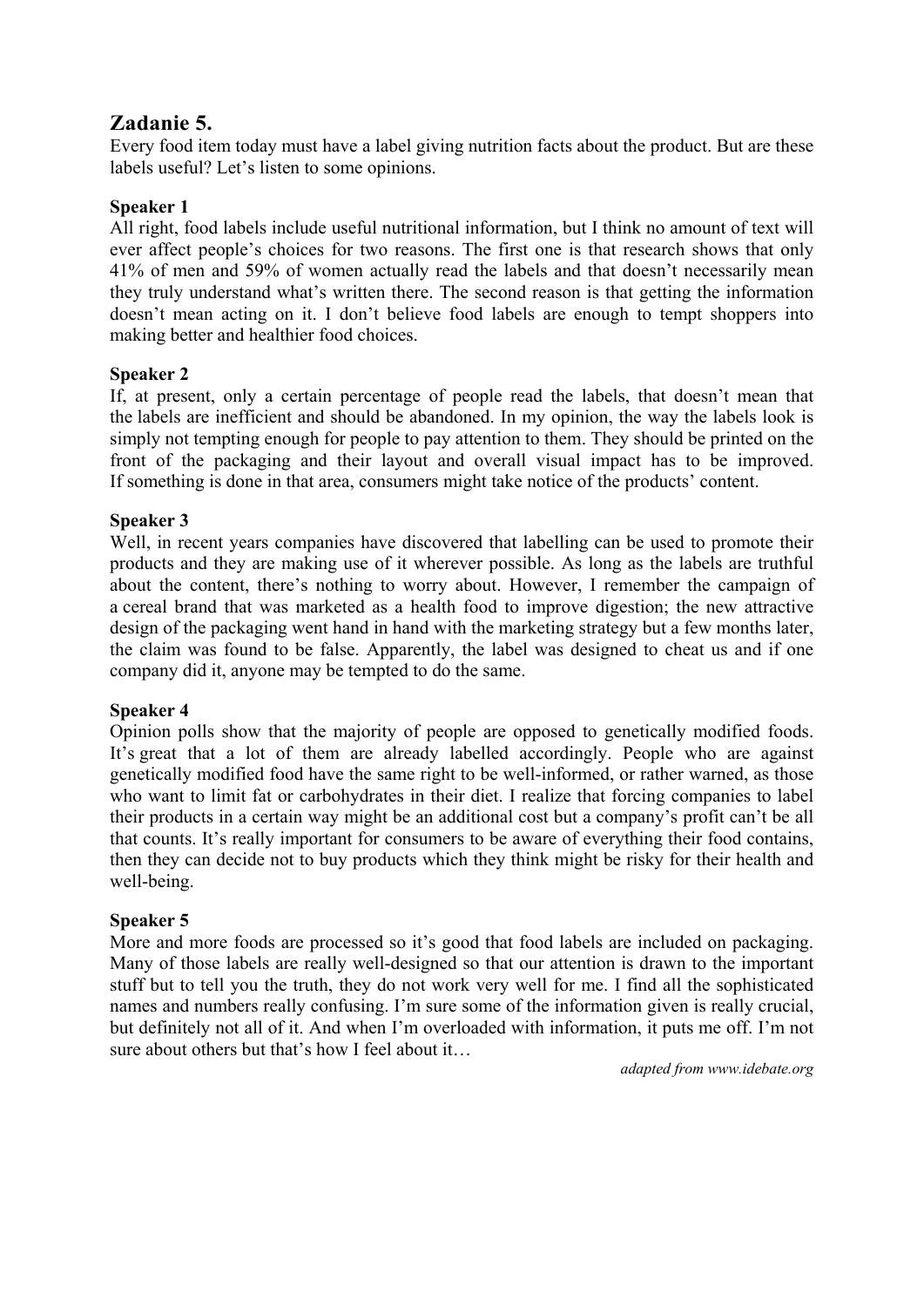## Zadanie 5.

Every food item today must have a label giving nutrition facts about the product. But are these labels useful? Let's listen to some opinions.

**Speaker 1**

All right, food labels include useful nutritional information, but I think no amount of text will ever affect people's choices for two reasons. The first one is that research shows that only 41% of men and 59% of women actually read the labels and that doesn't necessarily mean they truly understand what's written there. The second reason is that getting the information doesn't mean acting on it. I don't believe food labels are enough to tempt shoppers into making better and healthier food choices.

**Speaker 2**

If, at present, only a certain percentage of people read the labels, that doesn't mean that the labels are inefficient and should be abandoned. In my opinion, the way the labels look is simply not tempting enough for people to pay attention to them. They should be printed on the front of the packaging and their layout and overall visual impact has to be improved. If something is done in that area, consumers might take notice of the products' content.

**Speaker 3**

Well, in recent years companies have discovered that labelling can be used to promote their products and they are making use of it wherever possible. As long as the labels are truthful about the content, there's nothing to worry about. However, I remember the campaign of a cereal brand that was marketed as a health food to improve digestion; the new attractive design of the packaging went hand in hand with the marketing strategy but a few months later, the claim was found to be false. Apparently, the label was designed to cheat us and if one company did it, anyone may be tempted to do the same.

**Speaker 4**

Opinion polls show that the majority of people are opposed to genetically modified foods. It's great that a lot of them are already labelled accordingly. People who are against genetically modified food have the same right to be well-informed, or rather warned, as those who want to limit fat or carbohydrates in their diet. I realize that forcing companies to label their products in a certain way might be an additional cost but a company's profit can't be all that counts. It's really important for consumers to be aware of everything their food contains, then they can decide not to buy products which they think might be risky for their health and well-being.

**Speaker 5**

More and more foods are processed so it's good that food labels are included on packaging. Many of those labels are really well-designed so that our attention is drawn to the important stuff but to tell you the truth, they do not work very well for me. I find all the sophisticated names and numbers really confusing. I'm sure some of the information given is really crucial, but definitely not all of it. And when I'm overloaded with information, it puts me off. I'm not sure about others but that's how I feel about it…

*adapted from www.idebate.org*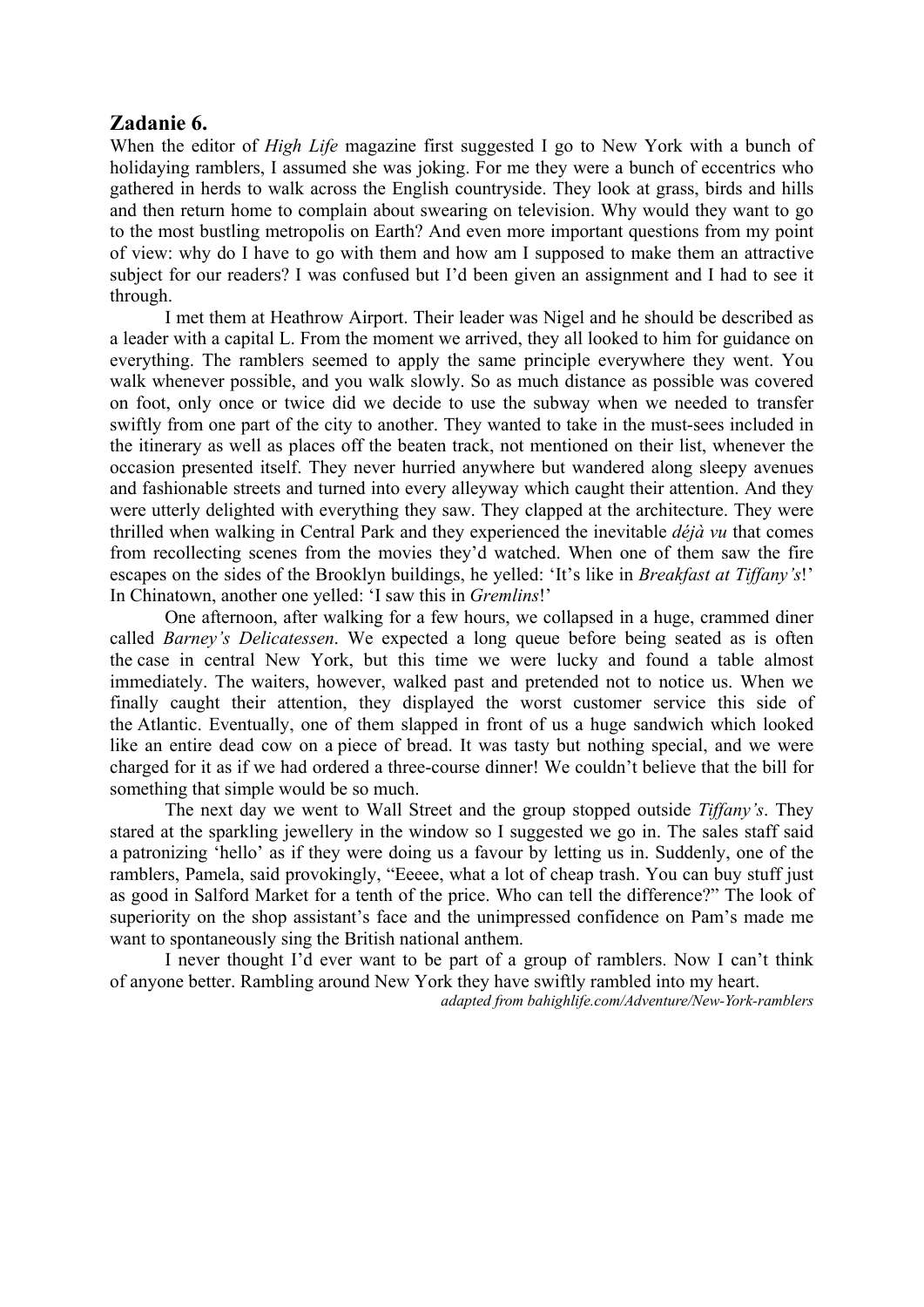## Zadanie 6.

When the editor of *High Life* magazine first suggested I go to New York with a bunch of holidaying ramblers, I assumed she was joking. For me they were a bunch of eccentrics who gathered in herds to walk across the English countryside. They look at grass, birds and hills and then return home to complain about swearing on television. Why would they want to go to the most bustling metropolis on Earth? And even more important questions from my point of view: why do I have to go with them and how am I supposed to make them an attractive subject for our readers? I was confused but I'd been given an assignment and I had to see it through.

I met them at Heathrow Airport. Their leader was Nigel and he should be described as a leader with a capital L. From the moment we arrived, they all looked to him for guidance on everything. The ramblers seemed to apply the same principle everywhere they went. You walk whenever possible, and you walk slowly. So as much distance as possible was covered on foot, only once or twice did we decide to use the subway when we needed to transfer swiftly from one part of the city to another. They wanted to take in the must-sees included in the itinerary as well as places off the beaten track, not mentioned on their list, whenever the occasion presented itself. They never hurried anywhere but wandered along sleepy avenues and fashionable streets and turned into every alleyway which caught their attention. And they were utterly delighted with everything they saw. They clapped at the architecture. They were thrilled when walking in Central Park and they experienced the inevitable *déjà vu* that comes from recollecting scenes from the movies they'd watched. When one of them saw the fire escapes on the sides of the Brooklyn buildings, he yelled: 'It's like in *Breakfast at Tiffany's*!' In Chinatown, another one yelled: 'I saw this in *Gremlins*!'

One afternoon, after walking for a few hours, we collapsed in a huge, crammed diner called *Barney's Delicatessen*. We expected a long queue before being seated as is often the case in central New York, but this time we were lucky and found a table almost immediately. The waiters, however, walked past and pretended not to notice us. When we finally caught their attention, they displayed the worst customer service this side of the Atlantic. Eventually, one of them slapped in front of us a huge sandwich which looked like an entire dead cow on a piece of bread. It was tasty but nothing special, and we were charged for it as if we had ordered a three-course dinner! We couldn't believe that the bill for something that simple would be so much.

The next day we went to Wall Street and the group stopped outside *Tiffany's*. They stared at the sparkling jewellery in the window so I suggested we go in. The sales staff said a patronizing 'hello' as if they were doing us a favour by letting us in. Suddenly, one of the ramblers, Pamela, said provokingly, "Eeeee, what a lot of cheap trash. You can buy stuff just as good in Salford Market for a tenth of the price. Who can tell the difference?" The look of superiority on the shop assistant's face and the unimpressed confidence on Pam's made me want to spontaneously sing the British national anthem.

I never thought I'd ever want to be part of a group of ramblers. Now I can't think of anyone better. Rambling around New York they have swiftly rambled into my heart.

*adapted from bahighlife.com/Adventure/New-York-ramblers*